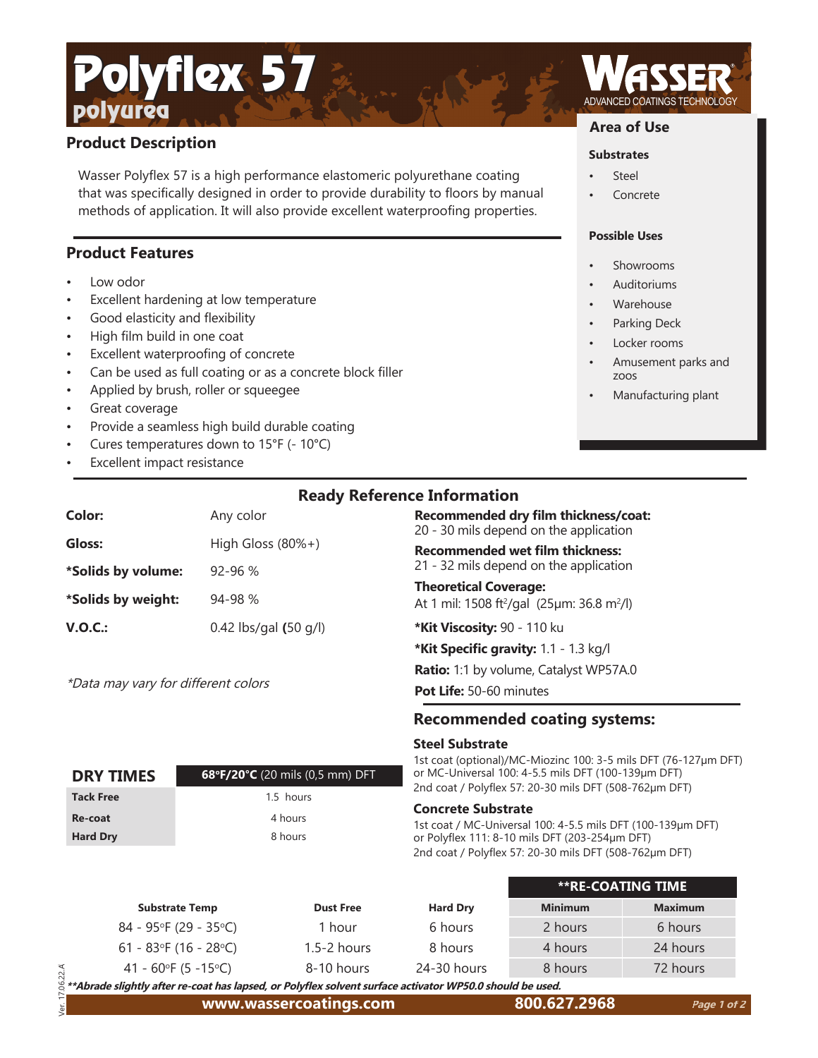# Polyflex 57

## polyurea

**WASSER**
ADVANCED COATINGS TECHNOLOGY

## Product Description

Wasser Polyflex 57 is a high performance elastomeric polyurethane coating that was specifically designed in order to provide durability to floors by manual methods of application. It will also provide excellent waterproofing properties.

## Product Features

- Low odor
- Excellent hardening at low temperature
- Good elasticity and flexibility
- High film build in one coat
- Excellent waterproofing of concrete
- Can be used as full coating or as a concrete block filler
- Applied by brush, roller or squeegee
- Great coverage
- Provide a seamless high build durable coating
- Cures temperatures down to 15°F (- 10°C)
- Excellent impact resistance

## Area of Use

### Substrates

- Steel
- Concrete

### Possible Uses

- Showrooms
- Auditoriums
- Warehouse
- Parking Deck
- Locker rooms
- Amusement parks and zoos
- Manufacturing plant

## Ready Reference Information

| | |
|---|---|
| **Color:** | Any color |
| **Gloss:** | High Gloss (80%+) |
| ***Solids by volume:** | 92-96 % |
| ***Solids by weight:** | 94-98 % |
| **V.O.C.:** | 0.42 lbs/gal **(**50 g/l) |

*\*Data may vary for different colors*

**Recommended dry film thickness/coat:**
20 - 30 mils depend on the application

**Recommended wet film thickness:**
21 - 32 mils depend on the application

**Theoretical Coverage:**
At 1 mil: 1508 ft²/gal (25μm: 36.8 m²/l)

***Kit Viscosity:** 90 - 110 ku

***Kit Specific gravity:** 1.1 - 1.3 kg/l

**Ratio:** 1:1 by volume, Catalyst WP57A.0

**Pot Life:** 50-60 minutes

| DRY TIMES | **68°F/20°C** (20 mils (0,5 mm) DFT |
|---|---|
| **Tack Free** | 1.5 hours |
| **Re-coat** | 4 hours |
| **Hard Dry** | 8 hours |

## Recommended coating systems:

### Steel Substrate

1st coat (optional)/MC-Miozinc 100: 3-5 mils DFT (76-127μm DFT)
or MC-Universal 100: 4-5.5 mils DFT (100-139μm DFT)
2nd coat / Polyflex 57: 20-30 mils DFT (508-762μm DFT)

### Concrete Substrate

1st coat / MC-Universal 100: 4-5.5 mils DFT (100-139μm DFT)
or Polyflex 111: 8-10 mils DFT (203-254μm DFT)
2nd coat / Polyflex 57: 20-30 mils DFT (508-762μm DFT)

| | | | **\*\*RE-COATING TIME** | |
|---|---|---|---|---|
| **Substrate Temp** | **Dust Free** | **Hard Dry** | **Minimum** | **Maximum** |
| 84 - 95°F (29 - 35°C) | 1 hour | 6 hours | 2 hours | 6 hours |
| 61 - 83°F (16 - 28°C) | 1.5-2 hours | 8 hours | 4 hours | 24 hours |
| 41 - 60°F (5 -15°C) | 8-10 hours | 24-30 hours | 8 hours | 72 hours |

***\*\*Abrade slightly after re-coat has lapsed, or Polyflex solvent surface activator WP50.0 should be used.***

Ver. 17.06.22.A

**www.wassercoatings.com** **800.627.2968**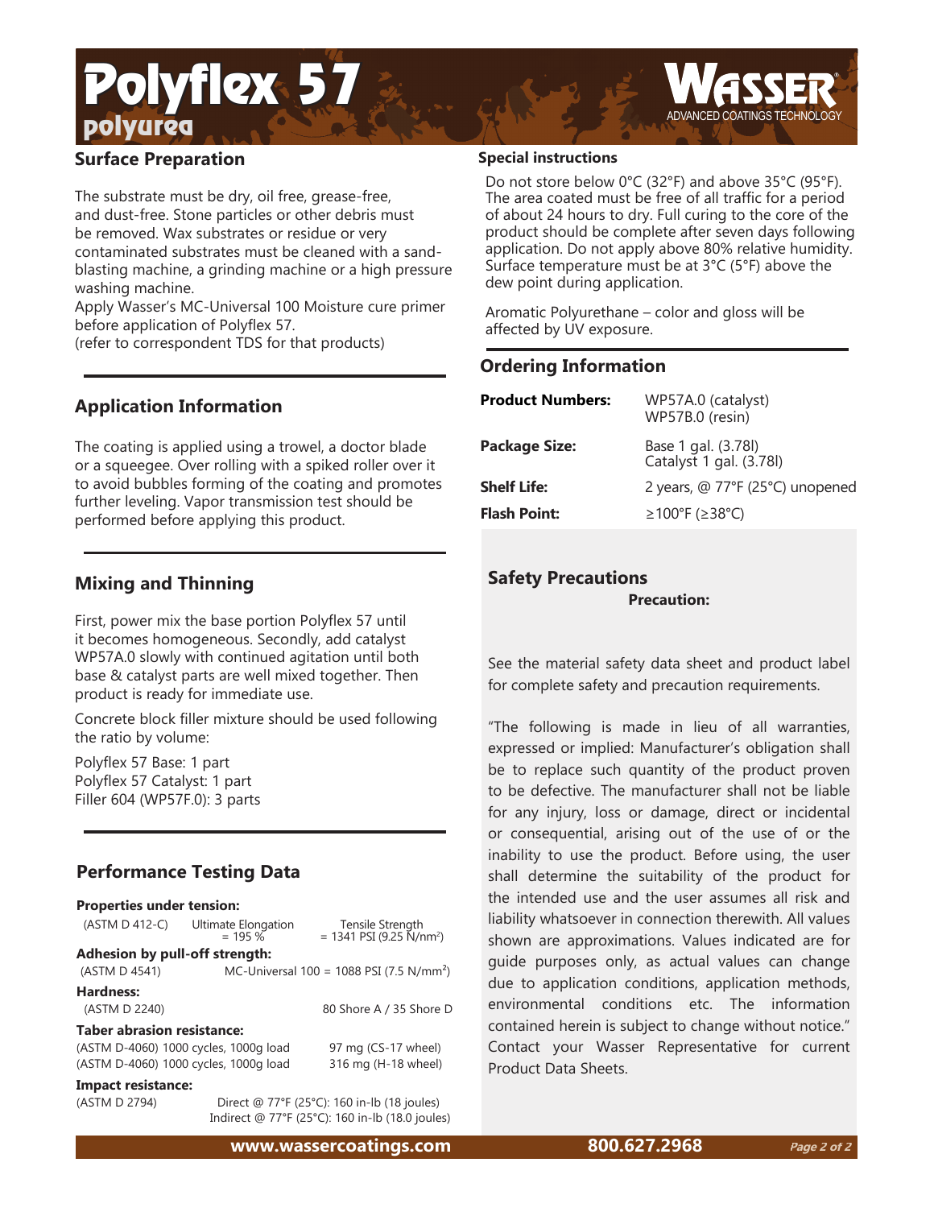# Polyflex 57

## polyurea

WASSER® ADVANCED COATINGS TECHNOLOGY

## Surface Preparation

The substrate must be dry, oil free, grease-free, and dust-free. Stone particles or other debris must be removed. Wax substrates or residue or very contaminated substrates must be cleaned with a sand-blasting machine, a grinding machine or a high pressure washing machine.
Apply Wasser's MC-Universal 100 Moisture cure primer before application of Polyflex 57.
(refer to correspondent TDS for that products)

## Application Information

The coating is applied using a trowel, a doctor blade or a squeegee. Over rolling with a spiked roller over it to avoid bubbles forming of the coating and promotes further leveling. Vapor transmission test should be performed before applying this product.

## Mixing and Thinning

First, power mix the base portion Polyflex 57 until it becomes homogeneous. Secondly, add catalyst WP57A.0 slowly with continued agitation until both base & catalyst parts are well mixed together. Then product is ready for immediate use.

Concrete block filler mixture should be used following the ratio by volume:

Polyflex 57 Base: 1 part
Polyflex 57 Catalyst: 1 part
Filler 604 (WP57F.0): 3 parts

## Performance Testing Data

**Properties under tension:**

| | | |
|---|---|---|
| (ASTM D 412-C) | Ultimate Elongation = 195 % | Tensile Strength = 1341 PSI (9.25 N/nm²) |

**Adhesion by pull-off strength:**

| | |
|---|---|
| (ASTM D 4541) | MC-Universal 100 = 1088 PSI (7.5 N/mm²) |

**Hardness:**

| | |
|---|---|
| (ASTM D 2240) | 80 Shore A / 35 Shore D |

**Taber abrasion resistance:**

| | |
|---|---|
| (ASTM D-4060) 1000 cycles, 1000g load | 97 mg (CS-17 wheel) |
| (ASTM D-4060) 1000 cycles, 1000g load | 316 mg (H-18 wheel) |

**Impact resistance:**

| | |
|---|---|
| (ASTM D 2794) | Direct @ 77°F (25°C): 160 in-lb (18 joules) |
| | Indirect @ 77°F (25°C): 160 in-lb (18.0 joules) |

### Special instructions

Do not store below 0°C (32°F) and above 35°C (95°F). The area coated must be free of all traffic for a period of about 24 hours to dry. Full curing to the core of the product should be complete after seven days following application. Do not apply above 80% relative humidity. Surface temperature must be at 3°C (5°F) above the dew point during application.

Aromatic Polyurethane – color and gloss will be affected by UV exposure.

## Ordering Information

| | |
|---|---|
| **Product Numbers:** | WP57A.0 (catalyst)<br>WP57B.0 (resin) |
| **Package Size:** | Base 1 gal. (3.78l)<br>Catalyst 1 gal. (3.78l) |
| **Shelf Life:** | 2 years, @ 77°F (25°C) unopened |
| **Flash Point:** | ≥100°F (≥38°C) |

## Safety Precautions

**Precaution:**

See the material safety data sheet and product label for complete safety and precaution requirements.

"The following is made in lieu of all warranties, expressed or implied: Manufacturer's obligation shall be to replace such quantity of the product proven to be defective. The manufacturer shall not be liable for any injury, loss or damage, direct or incidental or consequential, arising out of the use of or the inability to use the product. Before using, the user shall determine the suitability of the product for the intended use and the user assumes all risk and liability whatsoever in connection therewith. All values shown are approximations. Values indicated are for guide purposes only, as actual values can change due to application conditions, application methods, environmental conditions etc. The information contained herein is subject to change without notice." Contact your Wasser Representative for current Product Data Sheets.

www.wassercoatings.com 800.627.2968